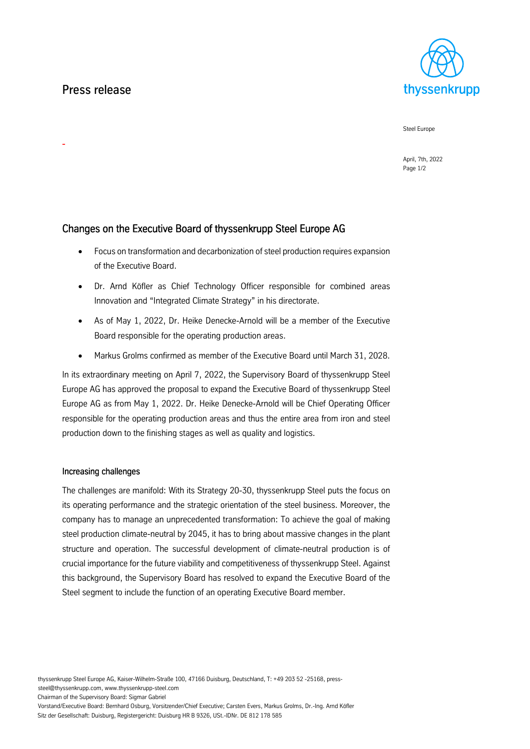# Press release

Steel Europe

April, 7th, 2022

## Changes on the Executive Board of thyssenkrupp Steel Europe AG

- Focus on transformation and decarbonization of steel production requires expansion of the Executive Board.
- Dr. Arnd Köfler as Chief Technology Officer responsible for combined areas Innovation and "Integrated Climate Strategy" in his directorate.
- As of May 1, 2022, Dr. Heike Denecke-Arnold will be a member of the Executive Board responsible for the operating production areas.
- Markus Grolms confirmed as member of the Executive Board until March 31, 2028.

In its extraordinary meeting on April 7, 2022, the Supervisory Board of thyssenkrupp Steel Europe AG has approved the proposal to expand the Executive Board of thyssenkrupp Steel Europe AG as from May 1, 2022. Dr. Heike Denecke-Arnold will be Chief Operating Officer responsible for the operating production areas and thus the entire area from iron and steel production down to the finishing stages as well as quality and logistics.

### Increasing challenges

The challenges are manifold: With its Strategy 20-30, thyssenkrupp Steel puts the focus on its operating performance and the strategic orientation of the steel business. Moreover, the company has to manage an unprecedented transformation: To achieve the goal of making steel production climate-neutral by 2045, it has to bring about massive changes in the plant structure and operation. The successful development of climate-neutral production is of crucial importance for the future viability and competitiveness of thyssenkrupp Steel. Against this background, the Supervisory Board has resolved to expand the Executive Board of the Steel segment to include the function of an operating Executive Board member.

thyssenkrupp Steel Europe AG, Kaiser-Wilhelm-Straße 100, 47166 Duisburg, Deutschland, T: +49 203 52 -25168, press-steel@thyssenkrupp.com, www.thyssenkrupp-steel.com
Chairman of the Supervisory Board: Sigmar Gabriel
Vorstand/Executive Board: Bernhard Osburg, Vorsitzender/Chief Executive; Carsten Evers, Markus Grolms, Dr.-Ing. Arnd Köfler
Sitz der Gesellschaft: Duisburg, Registergericht: Duisburg HR B 9326, USt.-IDNr. DE 812 178 585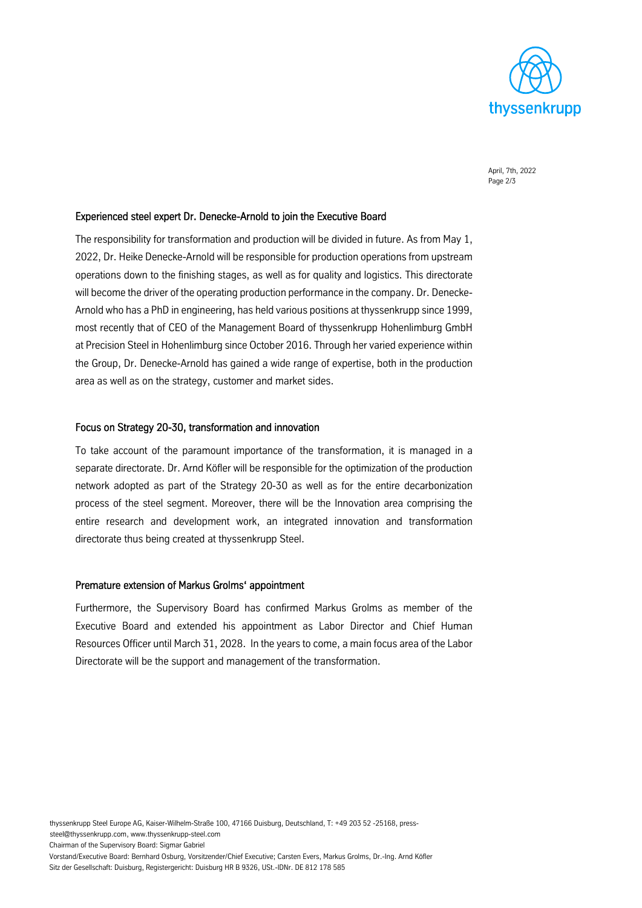## Experienced steel expert Dr. Denecke-Arnold to join the Executive Board

The responsibility for transformation and production will be divided in future. As from May 1, 2022, Dr. Heike Denecke-Arnold will be responsible for production operations from upstream operations down to the finishing stages, as well as for quality and logistics. This directorate will become the driver of the operating production performance in the company. Dr. Denecke-Arnold who has a PhD in engineering, has held various positions at thyssenkrupp since 1999, most recently that of CEO of the Management Board of thyssenkrupp Hohenlimburg GmbH at Precision Steel in Hohenlimburg since October 2016. Through her varied experience within the Group, Dr. Denecke-Arnold has gained a wide range of expertise, both in the production area as well as on the strategy, customer and market sides.

## Focus on Strategy 20-30, transformation and innovation

To take account of the paramount importance of the transformation, it is managed in a separate directorate. Dr. Arnd Köfler will be responsible for the optimization of the production network adopted as part of the Strategy 20-30 as well as for the entire decarbonization process of the steel segment. Moreover, there will be the Innovation area comprising the entire research and development work, an integrated innovation and transformation directorate thus being created at thyssenkrupp Steel.

## Premature extension of Markus Grolms' appointment

Furthermore, the Supervisory Board has confirmed Markus Grolms as member of the Executive Board and extended his appointment as Labor Director and Chief Human Resources Officer until March 31, 2028. In the years to come, a main focus area of the Labor Directorate will be the support and management of the transformation.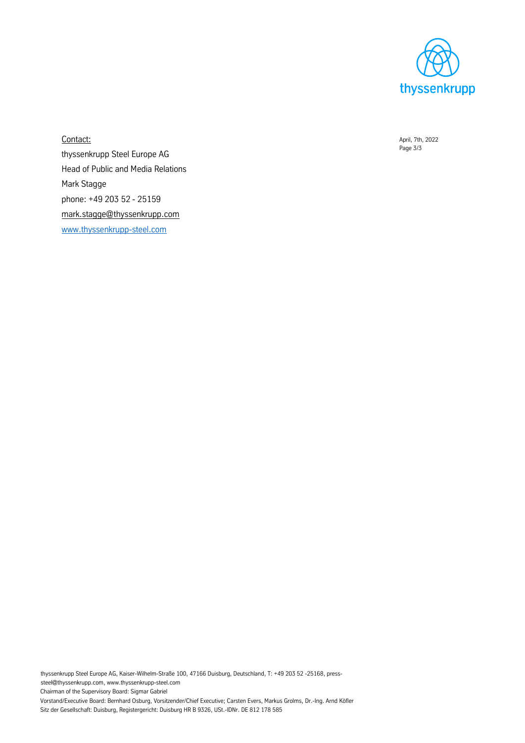Contact:

thyssenkrupp Steel Europe AG

Head of Public and Media Relations

Mark Stagge

phone: +49 203 52 - 25159

mark.stagge@thyssenkrupp.com

www.thyssenkrupp-steel.com